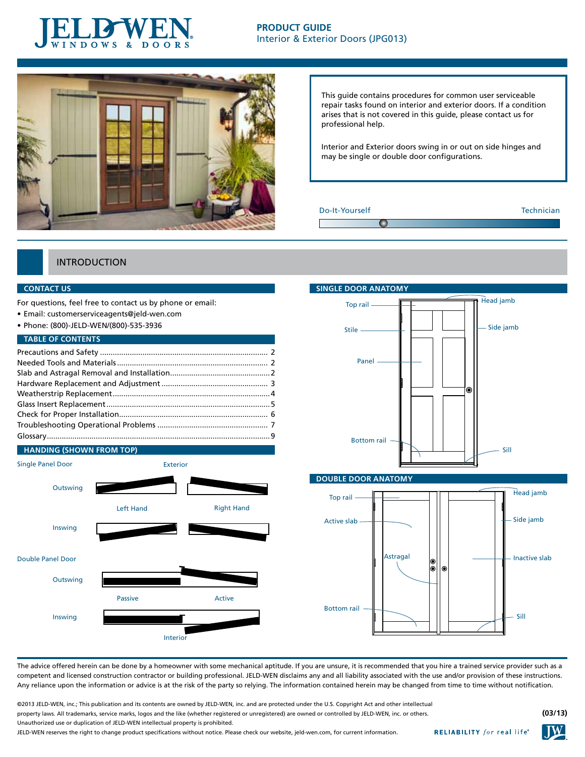# PRODUCT GUIDE

Interior & Exterior Doors (JPG013)

This guide contains procedures for common user serviceable repair tasks found on interior and exterior doors. If a condition arises that is not covered in this guide, please contact us for professional help.

Interior and Exterior doors swing in or out on side hinges and may be single or double door configurations.

Do-It-Yourself — Technician

## INTRODUCTION

### CONTACT US

For questions, feel free to contact us by phone or email:

- Email: customerserviceagents@jeld-wen.com
- Phone: (800)-JELD-WEN/(800)-535-3936

### TABLE OF CONTENTS

| | |
|---|---|
| Precautions and Safety | 2 |
| Needed Tools and Materials | 2 |
| Slab and Astragal Removal and Installation | 2 |
| Hardware Replacement and Adjustment | 3 |
| Weatherstrip Replacement | 4 |
| Glass Insert Replacement | 5 |
| Check for Proper Installation | 6 |
| Troubleshooting Operational Problems | 7 |
| Glossary | 9 |

### HANDING (SHOWN FROM TOP)

Single Panel Door — Exterior

Outswing

Left Hand — Right Hand

Inswing

Double Panel Door

Outswing

Passive — Active

Inswing

Interior

### SINGLE DOOR ANATOMY

Top rail, Stile, Panel, Bottom rail, Head jamb, Side jamb, Sill

### DOUBLE DOOR ANATOMY

Top rail, Active slab, Astragal, Bottom rail, Head jamb, Side jamb, Inactive slab, Sill

The advice offered herein can be done by a homeowner with some mechanical aptitude. If you are unsure, it is recommended that you hire a trained service provider such as a competent and licensed construction contractor or building professional. JELD-WEN disclaims any and all liability associated with the use and/or provision of these instructions. Any reliance upon the information or advice is at the risk of the party so relying. The information contained herein may be changed from time to time without notification.

©2013 JELD-WEN, inc.; This publication and its contents are owned by JELD-WEN, inc. and are protected under the U.S. Copyright Act and other intellectual property laws. All trademarks, service marks, logos and the like (whether registered or unregistered) are owned or controlled by JELD-WEN, inc. or others. Unauthorized use or duplication of JELD-WEN intellectual property is prohibited.

JELD-WEN reserves the right to change product specifications without notice. Please check our website, jeld-wen.com, for current information.

(03/13)

RELIABILITY *for* real life®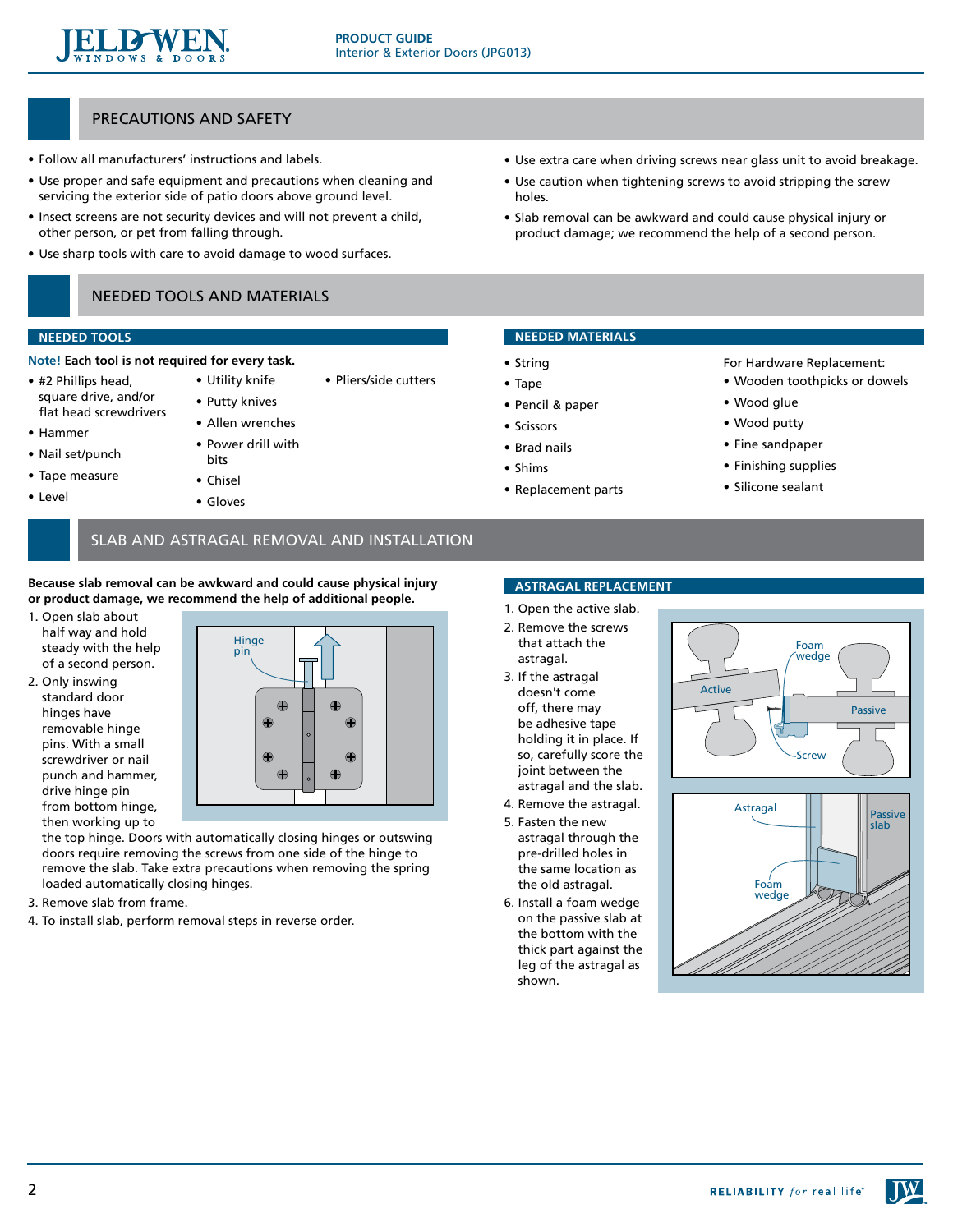## PRECAUTIONS AND SAFETY

- Follow all manufacturers' instructions and labels.
- Use proper and safe equipment and precautions when cleaning and servicing the exterior side of patio doors above ground level.
- Insect screens are not security devices and will not prevent a child, other person, or pet from falling through.
- Use sharp tools with care to avoid damage to wood surfaces.
- Use extra care when driving screws near glass unit to avoid breakage.
- Use caution when tightening screws to avoid stripping the screw holes.
- Slab removal can be awkward and could cause physical injury or product damage; we recommend the help of a second person.

## NEEDED TOOLS AND MATERIALS

### NEEDED TOOLS

**Note! Each tool is not required for every task.**

- #2 Phillips head, square drive, and/or flat head screwdrivers
- Hammer
- Nail set/punch
- Tape measure
- Level
- Utility knife
- Putty knives
- Allen wrenches
- Power drill with bits
- Chisel
- Gloves
- Pliers/side cutters

### NEEDED MATERIALS

- String
- Tape
- Pencil & paper
- Scissors
- Brad nails
- Shims
- Replacement parts

For Hardware Replacement:

- Wooden toothpicks or dowels
- Wood glue
- Wood putty
- Fine sandpaper
- Finishing supplies
- Silicone sealant

## SLAB AND ASTRAGAL REMOVAL AND INSTALLATION

**Because slab removal can be awkward and could cause physical injury or product damage, we recommend the help of additional people.**

1. Open slab about half way and hold steady with the help of a second person.
2. Only inswing standard door hinges have removable hinge pins. With a small screwdriver or nail punch and hammer, drive hinge pin from bottom hinge, then working up to the top hinge. Doors with automatically closing hinges or outswing doors require removing the screws from one side of the hinge to remove the slab. Take extra precautions when removing the spring loaded automatically closing hinges.
3. Remove slab from frame.
4. To install slab, perform removal steps in reverse order.

### ASTRAGAL REPLACEMENT

1. Open the active slab.
2. Remove the screws that attach the astragal.
3. If the astragal doesn't come off, there may be adhesive tape holding it in place. If so, carefully score the joint between the astragal and the slab.
4. Remove the astragal.
5. Fasten the new astragal through the pre-drilled holes in the same location as the old astragal.
6. Install a foam wedge on the passive slab at the bottom with the thick part against the leg of the astragal as shown.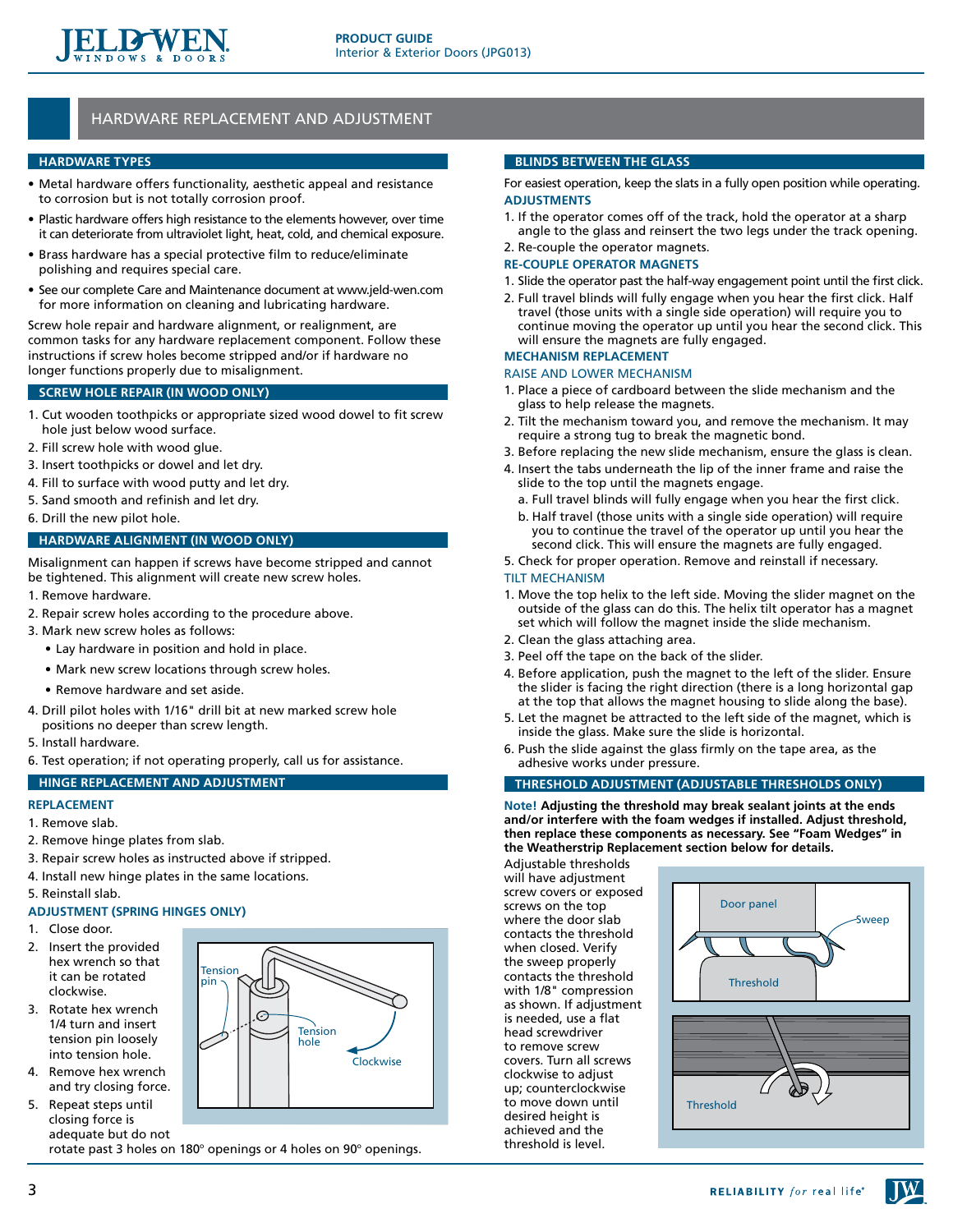## HARDWARE REPLACEMENT AND ADJUSTMENT

### HARDWARE TYPES

- Metal hardware offers functionality, aesthetic appeal and resistance to corrosion but is not totally corrosion proof.
- Plastic hardware offers high resistance to the elements however, over time it can deteriorate from ultraviolet light, heat, cold, and chemical exposure.
- Brass hardware has a special protective film to reduce/eliminate polishing and requires special care.
- See our complete Care and Maintenance document at www.jeld-wen.com for more information on cleaning and lubricating hardware.

Screw hole repair and hardware alignment, or realignment, are common tasks for any hardware replacement component. Follow these instructions if screw holes become stripped and/or if hardware no longer functions properly due to misalignment.

### SCREW HOLE REPAIR (IN WOOD ONLY)

1. Cut wooden toothpicks or appropriate sized wood dowel to fit screw hole just below wood surface.
2. Fill screw hole with wood glue.
3. Insert toothpicks or dowel and let dry.
4. Fill to surface with wood putty and let dry.
5. Sand smooth and refinish and let dry.
6. Drill the new pilot hole.

### HARDWARE ALIGNMENT (IN WOOD ONLY)

Misalignment can happen if screws have become stripped and cannot be tightened. This alignment will create new screw holes.

1. Remove hardware.
2. Repair screw holes according to the procedure above.
3. Mark new screw holes as follows:
   - Lay hardware in position and hold in place.
   - Mark new screw locations through screw holes.
   - Remove hardware and set aside.
4. Drill pilot holes with 1/16" drill bit at new marked screw hole positions no deeper than screw length.
5. Install hardware.
6. Test operation; if not operating properly, call us for assistance.

### HINGE REPLACEMENT AND ADJUSTMENT

#### REPLACEMENT

1. Remove slab.
2. Remove hinge plates from slab.
3. Repair screw holes as instructed above if stripped.
4. Install new hinge plates in the same locations.
5. Reinstall slab.

#### ADJUSTMENT (SPRING HINGES ONLY)

1. Close door.
2. Insert the provided hex wrench so that it can be rotated clockwise.
3. Rotate hex wrench 1/4 turn and insert tension pin loosely into tension hole.
4. Remove hex wrench and try closing force.
5. Repeat steps until closing force is adequate but do not rotate past 3 holes on 180º openings or 4 holes on 90º openings.

Tension pin · Tension hole · Clockwise

### BLINDS BETWEEN THE GLASS

For easiest operation, keep the slats in a fully open position while operating.

#### ADJUSTMENTS

1. If the operator comes off of the track, hold the operator at a sharp angle to the glass and reinsert the two legs under the track opening.
2. Re-couple the operator magnets.

#### RE-COUPLE OPERATOR MAGNETS

1. Slide the operator past the half-way engagement point until the first click.
2. Full travel blinds will fully engage when you hear the first click. Half travel (those units with a single side operation) will require you to continue moving the operator up until you hear the second click. This will ensure the magnets are fully engaged.

#### MECHANISM REPLACEMENT

##### RAISE AND LOWER MECHANISM

1. Place a piece of cardboard between the slide mechanism and the glass to help release the magnets.
2. Tilt the mechanism toward you, and remove the mechanism. It may require a strong tug to break the magnetic bond.
3. Before replacing the new slide mechanism, ensure the glass is clean.
4. Insert the tabs underneath the lip of the inner frame and raise the slide to the top until the magnets engage.
   a. Full travel blinds will fully engage when you hear the first click.
   b. Half travel (those units with a single side operation) will require you to continue the travel of the operator up until you hear the second click. This will ensure the magnets are fully engaged.
5. Check for proper operation. Remove and reinstall if necessary.

##### TILT MECHANISM

1. Move the top helix to the left side. Moving the slider magnet on the outside of the glass can do this. The helix tilt operator has a magnet set which will follow the magnet inside the slide mechanism.
2. Clean the glass attaching area.
3. Peel off the tape on the back of the slider.
4. Before application, push the magnet to the left of the slider. Ensure the slider is facing the right direction (there is a long horizontal gap at the top that allows the magnet housing to slide along the base).
5. Let the magnet be attracted to the left side of the magnet, which is inside the glass. Make sure the slide is horizontal.
6. Push the slide against the glass firmly on the tape area, as the adhesive works under pressure.

### THRESHOLD ADJUSTMENT (ADJUSTABLE THRESHOLDS ONLY)

**Note! Adjusting the threshold may break sealant joints at the ends and/or interfere with the foam wedges if installed. Adjust threshold, then replace these components as necessary. See "Foam Wedges" in the Weatherstrip Replacement section below for details.**

Adjustable thresholds will have adjustment screw covers or exposed screws on the top where the door slab contacts the threshold when closed. Verify the sweep properly contacts the threshold with 1/8" compression as shown. If adjustment is needed, use a flat head screwdriver to remove screw covers. Turn all screws clockwise to adjust up; counterclockwise to move down until desired height is achieved and the threshold is level.

Door panel · Sweep · Threshold

Threshold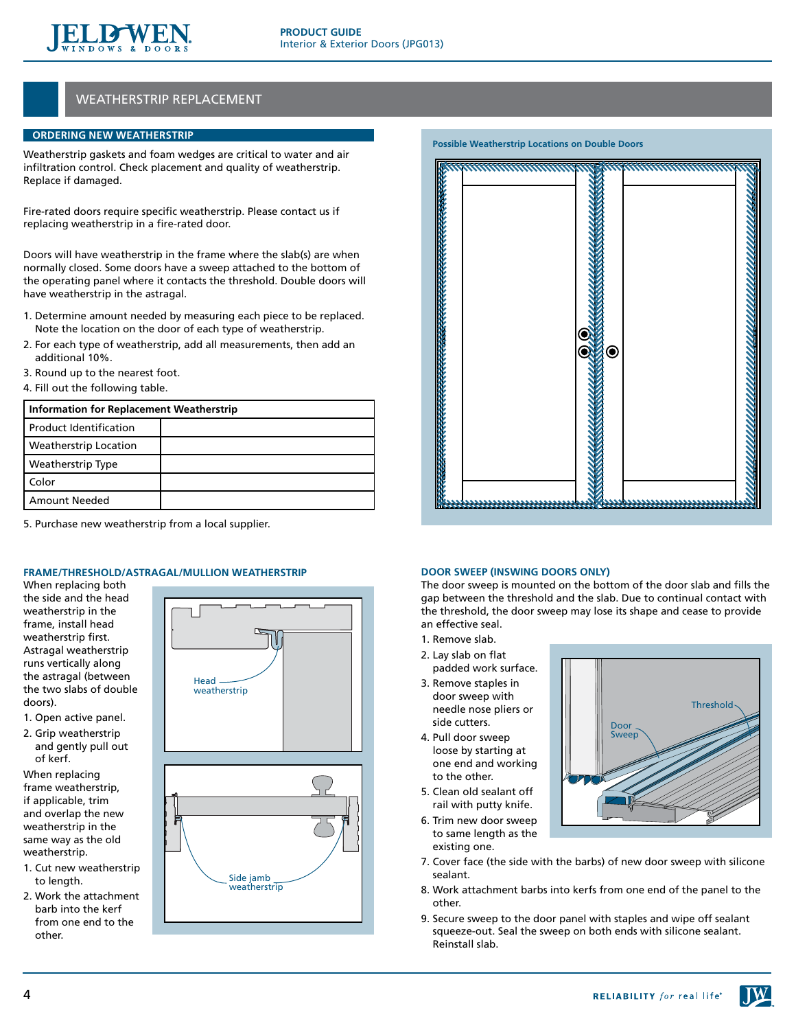## WEATHERSTRIP REPLACEMENT

### ORDERING NEW WEATHERSTRIP

Weatherstrip gaskets and foam wedges are critical to water and air infiltration control. Check placement and quality of weatherstrip. Replace if damaged.

Fire-rated doors require specific weatherstrip. Please contact us if replacing weatherstrip in a fire-rated door.

Doors will have weatherstrip in the frame where the slab(s) are when normally closed. Some doors have a sweep attached to the bottom of the operating panel where it contacts the threshold. Double doors will have weatherstrip in the astragal.

1. Determine amount needed by measuring each piece to be replaced. Note the location on the door of each type of weatherstrip.
2. For each type of weatherstrip, add all measurements, then add an additional 10%.
3. Round up to the nearest foot.
4. Fill out the following table.

| Information for Replacement Weatherstrip | |
|---|---|
| Product Identification | |
| Weatherstrip Location | |
| Weatherstrip Type | |
| Color | |
| Amount Needed | |

5. Purchase new weatherstrip from a local supplier.

Possible Weatherstrip Locations on Double Doors

### FRAME/THRESHOLD/ASTRAGAL/MULLION WEATHERSTRIP

When replacing both the side and the head weatherstrip in the frame, install head weatherstrip first. Astragal weatherstrip runs vertically along the astragal (between the two slabs of double doors).

1. Open active panel.
2. Grip weatherstrip and gently pull out of kerf.

When replacing frame weatherstrip, if applicable, trim and overlap the new weatherstrip in the same way as the old weatherstrip.

1. Cut new weatherstrip to length.
2. Work the attachment barb into the kerf from one end to the other.

Head weatherstrip

Side jamb weatherstrip

### DOOR SWEEP (INSWING DOORS ONLY)

The door sweep is mounted on the bottom of the door slab and fills the gap between the threshold and the slab. Due to continual contact with the threshold, the door sweep may lose its shape and cease to provide an effective seal.

1. Remove slab.
2. Lay slab on flat padded work surface.
3. Remove staples in door sweep with needle nose pliers or side cutters.
4. Pull door sweep loose by starting at one end and working to the other.
5. Clean old sealant off rail with putty knife.
6. Trim new door sweep to same length as the existing one.
7. Cover face (the side with the barbs) of new door sweep with silicone sealant.
8. Work attachment barbs into kerfs from one end of the panel to the other.
9. Secure sweep to the door panel with staples and wipe off sealant squeeze-out. Seal the sweep on both ends with silicone sealant. Reinstall slab.

Threshold

Door Sweep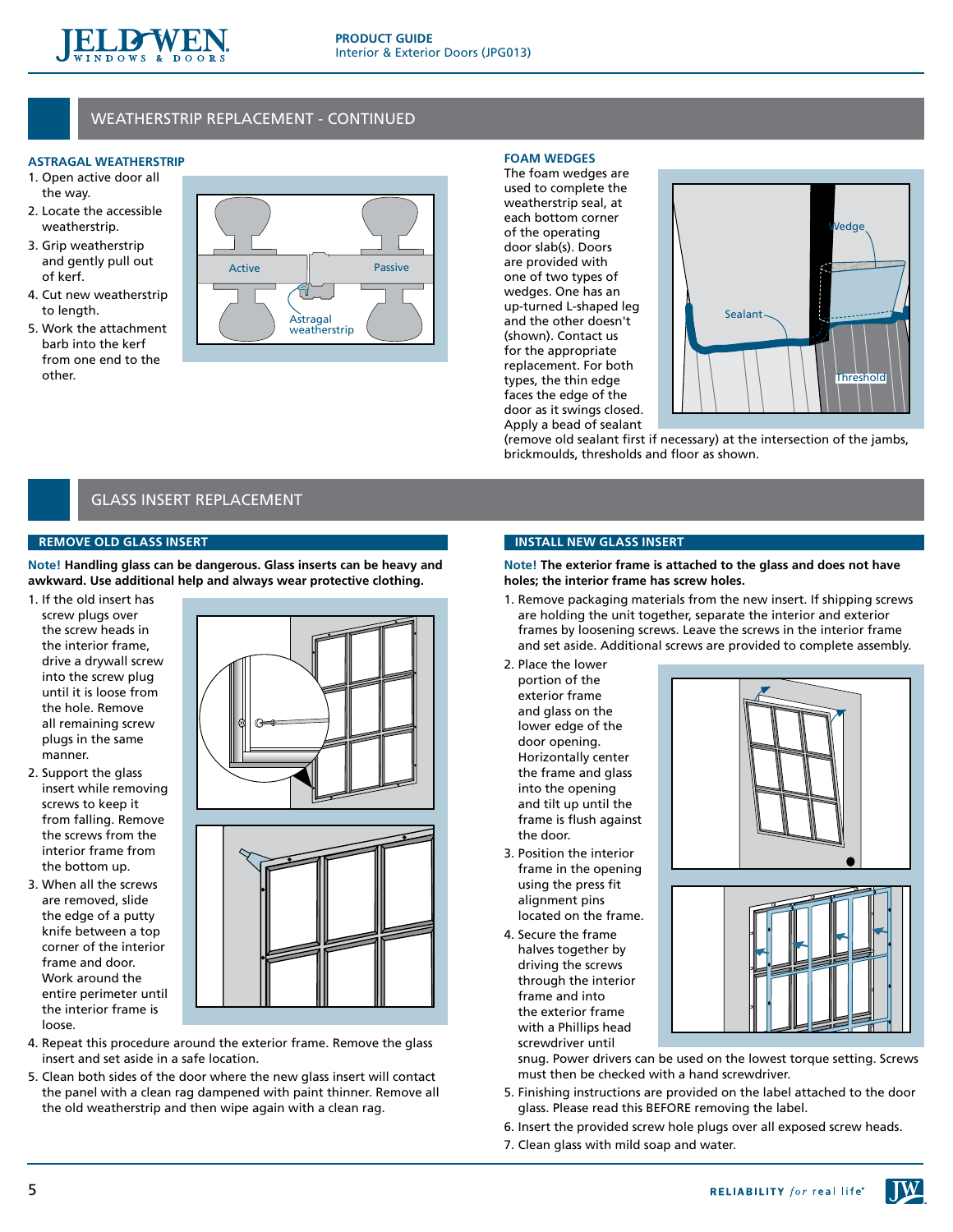## WEATHERSTRIP REPLACEMENT - CONTINUED

### ASTRAGAL WEATHERSTRIP

1. Open active door all the way.
2. Locate the accessible weatherstrip.
3. Grip weatherstrip and gently pull out of kerf.
4. Cut new weatherstrip to length.
5. Work the attachment barb into the kerf from one end to the other.

### FOAM WEDGES

The foam wedges are used to complete the weatherstrip seal, at each bottom corner of the operating door slab(s). Doors are provided with one of two types of wedges. One has an up-turned L-shaped leg and the other doesn't (shown). Contact us for the appropriate replacement. For both types, the thin edge faces the edge of the door as it swings closed. Apply a bead of sealant (remove old sealant first if necessary) at the intersection of the jambs, brickmoulds, thresholds and floor as shown.

## GLASS INSERT REPLACEMENT

### REMOVE OLD GLASS INSERT

**Note! Handling glass can be dangerous. Glass inserts can be heavy and awkward. Use additional help and always wear protective clothing.**

1. If the old insert has screw plugs over the screw heads in the interior frame, drive a drywall screw into the screw plug until it is loose from the hole. Remove all remaining screw plugs in the same manner.
2. Support the glass insert while removing screws to keep it from falling. Remove the screws from the interior frame from the bottom up.
3. When all the screws are removed, slide the edge of a putty knife between a top corner of the interior frame and door. Work around the entire perimeter until the interior frame is loose.
4. Repeat this procedure around the exterior frame. Remove the glass insert and set aside in a safe location.
5. Clean both sides of the door where the new glass insert will contact the panel with a clean rag dampened with paint thinner. Remove all the old weatherstrip and then wipe again with a clean rag.

### INSTALL NEW GLASS INSERT

**Note! The exterior frame is attached to the glass and does not have holes; the interior frame has screw holes.**

1. Remove packaging materials from the new insert. If shipping screws are holding the unit together, separate the interior and exterior frames by loosening screws. Leave the screws in the interior frame and set aside. Additional screws are provided to complete assembly.
2. Place the lower portion of the exterior frame and glass on the lower edge of the door opening. Horizontally center the frame and glass into the opening and tilt up until the frame is flush against the door.
3. Position the interior frame in the opening using the press fit alignment pins located on the frame.
4. Secure the frame halves together by driving the screws through the interior frame and into the exterior frame with a Phillips head screwdriver until snug. Power drivers can be used on the lowest torque setting. Screws must then be checked with a hand screwdriver.
5. Finishing instructions are provided on the label attached to the door glass. Please read this BEFORE removing the label.
6. Insert the provided screw hole plugs over all exposed screw heads.
7. Clean glass with mild soap and water.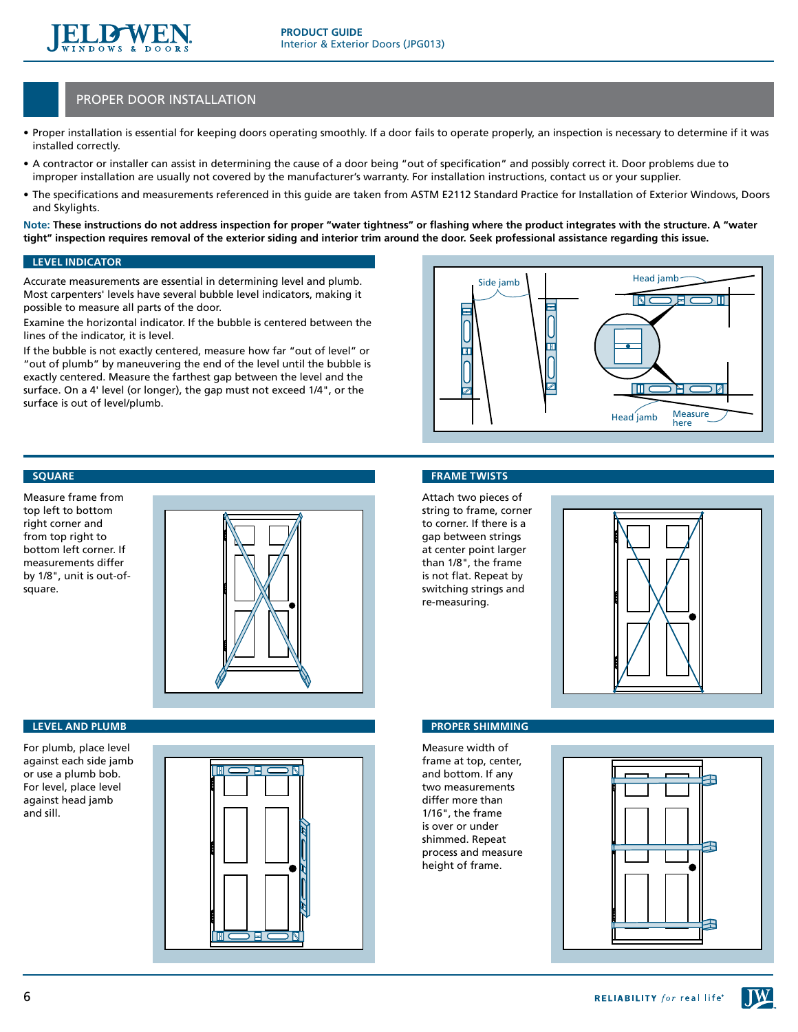## PROPER DOOR INSTALLATION

- Proper installation is essential for keeping doors operating smoothly. If a door fails to operate properly, an inspection is necessary to determine if it was installed correctly.
- A contractor or installer can assist in determining the cause of a door being "out of specification" and possibly correct it. Door problems due to improper installation are usually not covered by the manufacturer's warranty. For installation instructions, contact us or your supplier.
- The specifications and measurements referenced in this guide are taken from ASTM E2112 Standard Practice for Installation of Exterior Windows, Doors and Skylights.

**Note: These instructions do not address inspection for proper "water tightness" or flashing where the product integrates with the structure. A "water tight" inspection requires removal of the exterior siding and interior trim around the door. Seek professional assistance regarding this issue.**

### LEVEL INDICATOR

Accurate measurements are essential in determining level and plumb. Most carpenters' levels have several bubble level indicators, making it possible to measure all parts of the door.

Examine the horizontal indicator. If the bubble is centered between the lines of the indicator, it is level.

If the bubble is not exactly centered, measure how far "out of level" or "out of plumb" by maneuvering the end of the level until the bubble is exactly centered. Measure the farthest gap between the level and the surface. On a 4' level (or longer), the gap must not exceed 1/4", or the surface is out of level/plumb.

Side jamb

Head jamb

Head jamb

Measure here

### SQUARE

Measure frame from top left to bottom right corner and from top right to bottom left corner. If measurements differ by 1/8", unit is out-of-square.

### FRAME TWISTS

Attach two pieces of string to frame, corner to corner. If there is a gap between strings at center point larger than 1/8", the frame is not flat. Repeat by switching strings and re-measuring.

### LEVEL AND PLUMB

For plumb, place level against each side jamb or use a plumb bob. For level, place level against head jamb and sill.

### PROPER SHIMMING

Measure width of frame at top, center, and bottom. If any two measurements differ more than 1/16", the frame is over or under shimmed. Repeat process and measure height of frame.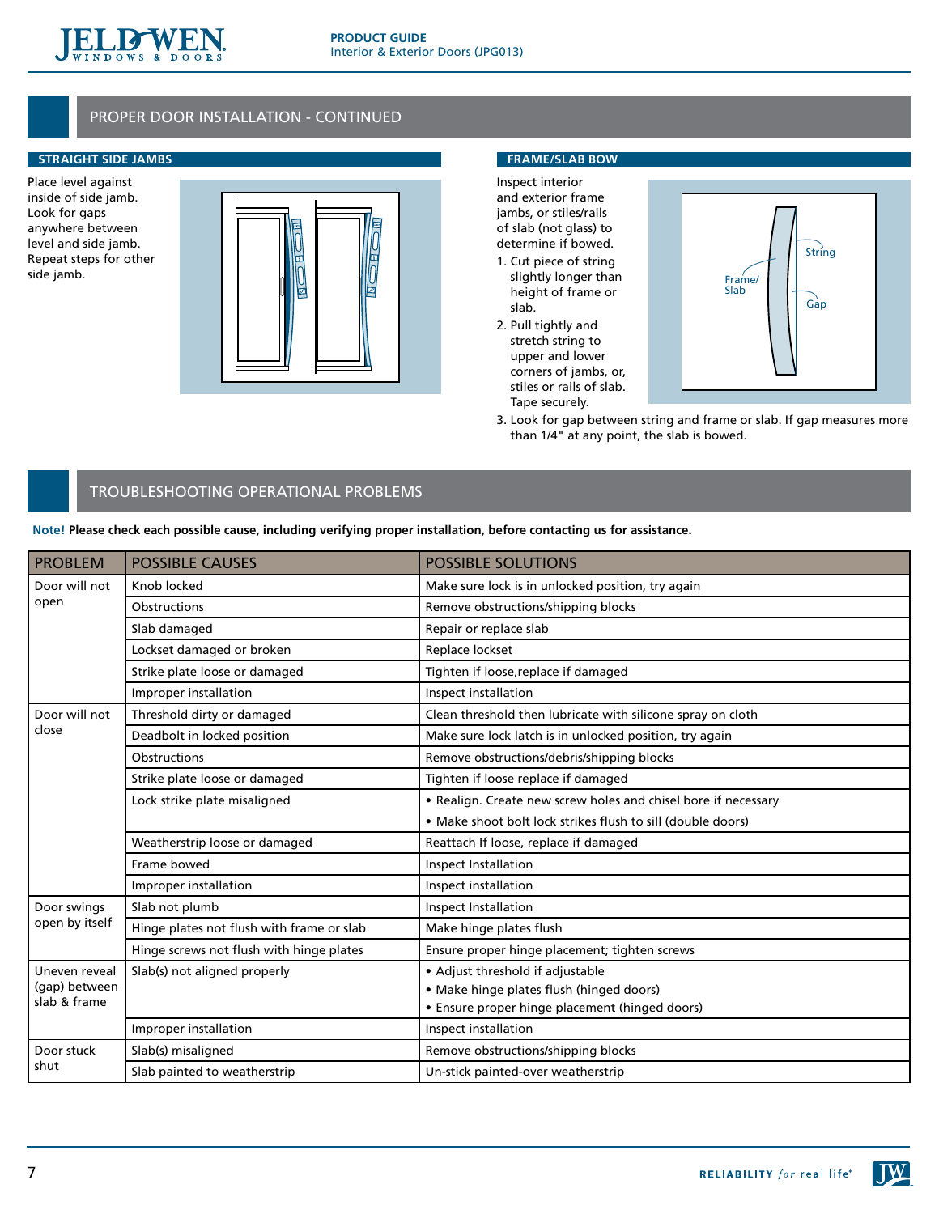## PROPER DOOR INSTALLATION - CONTINUED

### STRAIGHT SIDE JAMBS

Place level against inside of side jamb. Look for gaps anywhere between level and side jamb. Repeat steps for other side jamb.

### FRAME/SLAB BOW

Inspect interior and exterior frame jambs, or stiles/rails of slab (not glass) to determine if bowed.

1. Cut piece of string slightly longer than height of frame or slab.
2. Pull tightly and stretch string to upper and lower corners of jambs, or, stiles or rails of slab. Tape securely.
3. Look for gap between string and frame or slab. If gap measures more than 1/4" at any point, the slab is bowed.

## TROUBLESHOOTING OPERATIONAL PROBLEMS

**Note! Please check each possible cause, including verifying proper installation, before contacting us for assistance.**

| PROBLEM | POSSIBLE CAUSES | POSSIBLE SOLUTIONS |
|---|---|---|
| Door will not open | Knob locked | Make sure lock is in unlocked position, try again |
| | Obstructions | Remove obstructions/shipping blocks |
| | Slab damaged | Repair or replace slab |
| | Lockset damaged or broken | Replace lockset |
| | Strike plate loose or damaged | Tighten if loose,replace if damaged |
| | Improper installation | Inspect installation |
| Door will not close | Threshold dirty or damaged | Clean threshold then lubricate with silicone spray on cloth |
| | Deadbolt in locked position | Make sure lock latch is in unlocked position, try again |
| | Obstructions | Remove obstructions/debris/shipping blocks |
| | Strike plate loose or damaged | Tighten if loose replace if damaged |
| | Lock strike plate misaligned | • Realign. Create new screw holes and chisel bore if necessary<br>• Make shoot bolt lock strikes flush to sill (double doors) |
| | Weatherstrip loose or damaged | Reattach If loose, replace if damaged |
| | Frame bowed | Inspect Installation |
| | Improper installation | Inspect installation |
| Door swings open by itself | Slab not plumb | Inspect Installation |
| | Hinge plates not flush with frame or slab | Make hinge plates flush |
| | Hinge screws not flush with hinge plates | Ensure proper hinge placement; tighten screws |
| Uneven reveal (gap) between slab & frame | Slab(s) not aligned properly | • Adjust threshold if adjustable<br>• Make hinge plates flush (hinged doors)<br>• Ensure proper hinge placement (hinged doors) |
| | Improper installation | Inspect installation |
| Door stuck shut | Slab(s) misaligned | Remove obstructions/shipping blocks |
| | Slab painted to weatherstrip | Un-stick painted-over weatherstrip |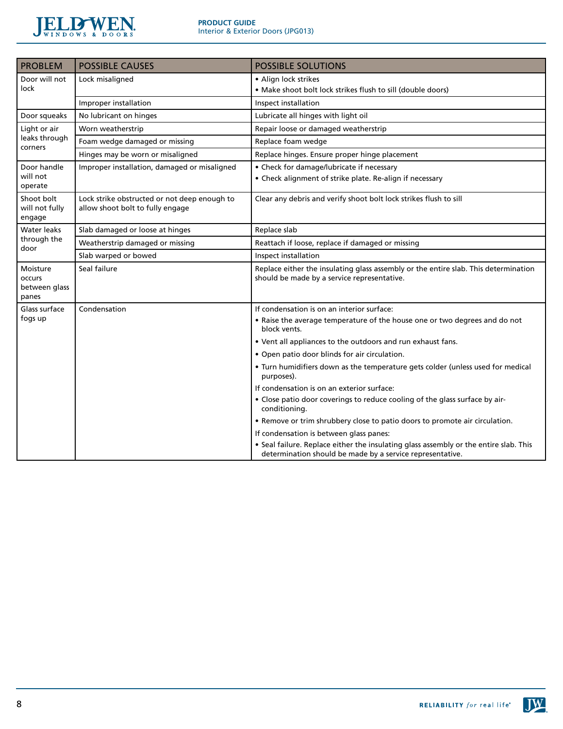| PROBLEM | POSSIBLE CAUSES | POSSIBLE SOLUTIONS |
|---|---|---|
| Door will not lock | Lock misaligned | • Align lock strikes<br>• Make shoot bolt lock strikes flush to sill (double doors) |
| | Improper installation | Inspect installation |
| Door squeaks | No lubricant on hinges | Lubricate all hinges with light oil |
| Light or air leaks through corners | Worn weatherstrip | Repair loose or damaged weatherstrip |
| | Foam wedge damaged or missing | Replace foam wedge |
| | Hinges may be worn or misaligned | Replace hinges. Ensure proper hinge placement |
| Door handle will not operate | Improper installation, damaged or misaligned | • Check for damage/lubricate if necessary<br>• Check alignment of strike plate. Re-align if necessary |
| Shoot bolt will not fully engage | Lock strike obstructed or not deep enough to allow shoot bolt to fully engage | Clear any debris and verify shoot bolt lock strikes flush to sill |
| Water leaks through the door | Slab damaged or loose at hinges | Replace slab |
| | Weatherstrip damaged or missing | Reattach if loose, replace if damaged or missing |
| | Slab warped or bowed | Inspect installation |
| Moisture occurs between glass panes | Seal failure | Replace either the insulating glass assembly or the entire slab. This determination should be made by a service representative. |
| Glass surface fogs up | Condensation | If condensation is on an interior surface:<br>• Raise the average temperature of the house one or two degrees and do not block vents.<br>• Vent all appliances to the outdoors and run exhaust fans.<br>• Open patio door blinds for air circulation.<br>• Turn humidifiers down as the temperature gets colder (unless used for medical purposes).<br>If condensation is on an exterior surface:<br>• Close patio door coverings to reduce cooling of the glass surface by air-conditioning.<br>• Remove or trim shrubbery close to patio doors to promote air circulation.<br>If condensation is between glass panes:<br>• Seal failure. Replace either the insulating glass assembly or the entire slab. This determination should be made by a service representative. |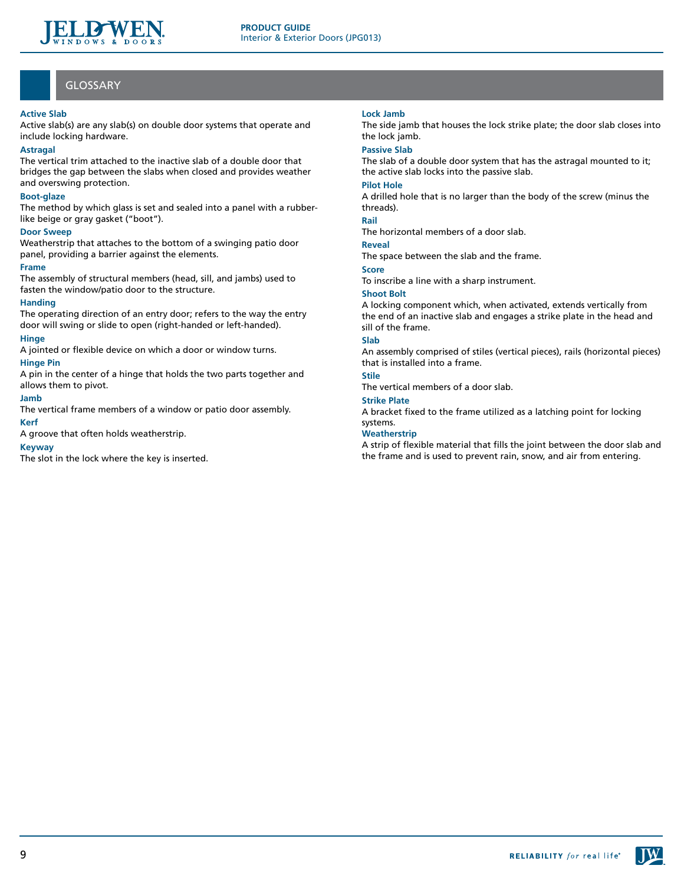## GLOSSARY

**Active Slab**
Active slab(s) are any slab(s) on double door systems that operate and include locking hardware.

**Astragal**
The vertical trim attached to the inactive slab of a double door that bridges the gap between the slabs when closed and provides weather and overswing protection.

**Boot-glaze**
The method by which glass is set and sealed into a panel with a rubber-like beige or gray gasket ("boot").

**Door Sweep**
Weatherstrip that attaches to the bottom of a swinging patio door panel, providing a barrier against the elements.

**Frame**
The assembly of structural members (head, sill, and jambs) used to fasten the window/patio door to the structure.

**Handing**
The operating direction of an entry door; refers to the way the entry door will swing or slide to open (right-handed or left-handed).

**Hinge**
A jointed or flexible device on which a door or window turns.

**Hinge Pin**
A pin in the center of a hinge that holds the two parts together and allows them to pivot.

**Jamb**
The vertical frame members of a window or patio door assembly.

**Kerf**
A groove that often holds weatherstrip.

**Keyway**
The slot in the lock where the key is inserted.

**Lock Jamb**
The side jamb that houses the lock strike plate; the door slab closes into the lock jamb.

**Passive Slab**
The slab of a double door system that has the astragal mounted to it; the active slab locks into the passive slab.

**Pilot Hole**
A drilled hole that is no larger than the body of the screw (minus the threads).

**Rail**
The horizontal members of a door slab.

**Reveal**
The space between the slab and the frame.

**Score**
To inscribe a line with a sharp instrument.

**Shoot Bolt**
A locking component which, when activated, extends vertically from the end of an inactive slab and engages a strike plate in the head and sill of the frame.

**Slab**
An assembly comprised of stiles (vertical pieces), rails (horizontal pieces) that is installed into a frame.

**Stile**
The vertical members of a door slab.

**Strike Plate**
A bracket fixed to the frame utilized as a latching point for locking systems.

**Weatherstrip**
A strip of flexible material that fills the joint between the door slab and the frame and is used to prevent rain, snow, and air from entering.